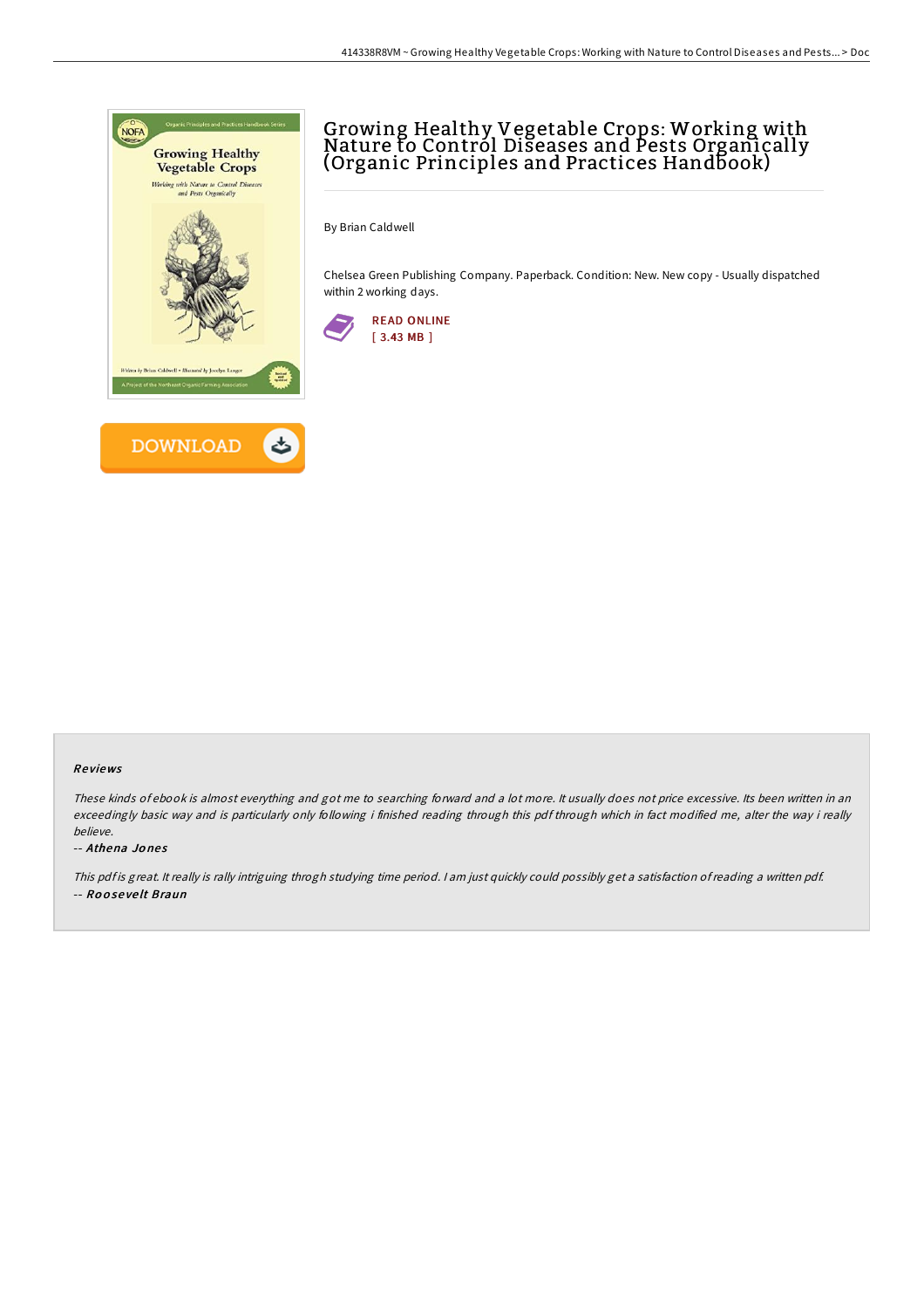# Growing Healthy Vegetable Crops: Working with Nature to Control Diseases and Pests Organically (Organic Principles and Practices Handbook)

By Brian Caldwell

Chelsea Green Publishing Company. Paperback. Condition: New. New copy - Usually dispatched within 2 working days.

READ ONLINE
[ 3.43 MB ]

DOWNLOAD

## Reviews

*These kinds of ebook is almost everything and got me to searching forward and a lot more. It usually does not price excessive. Its been written in an exceedingly basic way and is particularly only following i finished reading through this pdf through which in fact modified me, alter the way i really believe.*

-- ***Athena Jones***

*This pdf is great. It really is rally intriguing throgh studying time period. I am just quickly could possibly get a satisfaction of reading a written pdf.*

-- ***Roosevelt Braun***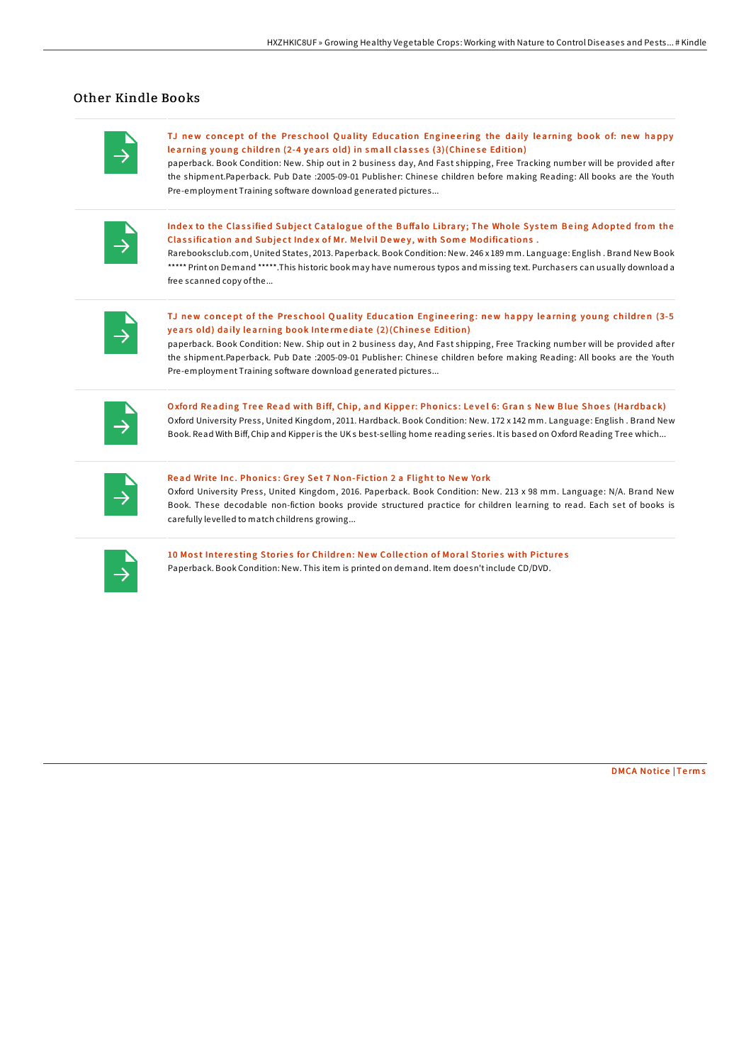## Other Kindle Books

**TJ new concept of the Preschool Quality Education Engineering the daily learning book of: new happy learning young children (2-4 years old) in small classes (3)(Chinese Edition)**

paperback. Book Condition: New. Ship out in 2 business day, And Fast shipping, Free Tracking number will be provided after the shipment.Paperback. Pub Date :2005-09-01 Publisher: Chinese children before making Reading: All books are the Youth Pre-employment Training software download generated pictures...

**Index to the Classified Subject Catalogue of the Buffalo Library; The Whole System Being Adopted from the Classification and Subject Index of Mr. Melvil Dewey, with Some Modifications .**

Rarebooksclub.com, United States, 2013. Paperback. Book Condition: New. 246 x 189 mm. Language: English . Brand New Book ***** Print on Demand *****.This historic book may have numerous typos and missing text. Purchasers can usually download a free scanned copy of the...

**TJ new concept of the Preschool Quality Education Engineering: new happy learning young children (3-5 years old) daily learning book Intermediate (2)(Chinese Edition)**

paperback. Book Condition: New. Ship out in 2 business day, And Fast shipping, Free Tracking number will be provided after the shipment.Paperback. Pub Date :2005-09-01 Publisher: Chinese children before making Reading: All books are the Youth Pre-employment Training software download generated pictures...

**Oxford Reading Tree Read with Biff, Chip, and Kipper: Phonics: Level 6: Gran s New Blue Shoes (Hardback)**

Oxford University Press, United Kingdom, 2011. Hardback. Book Condition: New. 172 x 142 mm. Language: English . Brand New Book. Read With Biff, Chip and Kipper is the UK s best-selling home reading series. It is based on Oxford Reading Tree which...

**Read Write Inc. Phonics: Grey Set 7 Non-Fiction 2 a Flight to New York**

Oxford University Press, United Kingdom, 2016. Paperback. Book Condition: New. 213 x 98 mm. Language: N/A. Brand New Book. These decodable non-fiction books provide structured practice for children learning to read. Each set of books is carefully levelled to match childrens growing...

**10 Most Interesting Stories for Children: New Collection of Moral Stories with Pictures**

Paperback. Book Condition: New. This item is printed on demand. Item doesn't include CD/DVD.

DMCA Notice | Terms